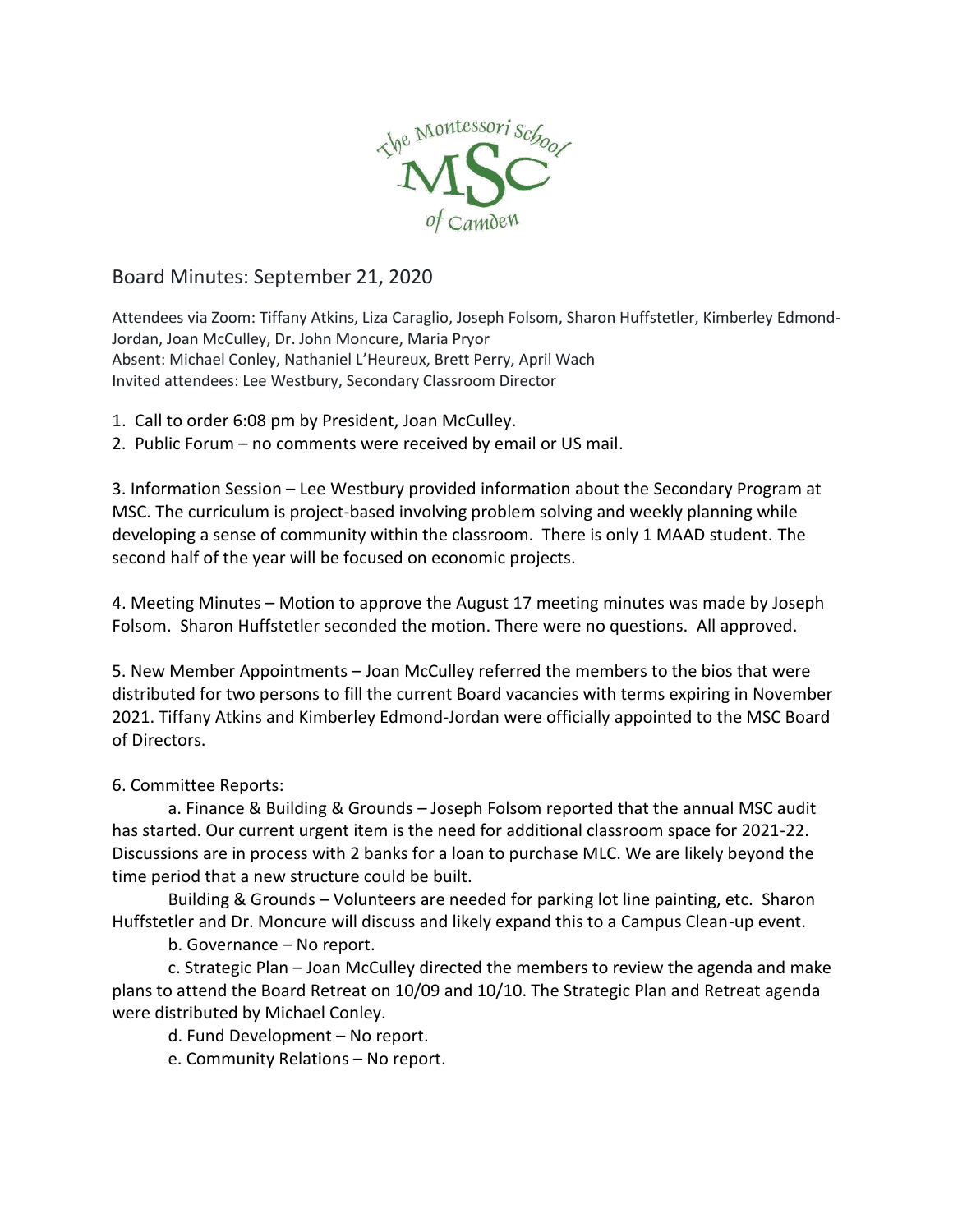# Board Minutes: September 21, 2020

Attendees via Zoom: Tiffany Atkins, Liza Caraglio, Joseph Folsom, Sharon Huffstetler, Kimberley Edmond-Jordan, Joan McCulley, Dr. John Moncure, Maria Pryor
Absent: Michael Conley, Nathaniel L'Heureux, Brett Perry, April Wach
Invited attendees: Lee Westbury, Secondary Classroom Director

1. Call to order 6:08 pm by President, Joan McCulley.
2. Public Forum – no comments were received by email or US mail.

3. Information Session – Lee Westbury provided information about the Secondary Program at MSC. The curriculum is project-based involving problem solving and weekly planning while developing a sense of community within the classroom. There is only 1 MAAD student. The second half of the year will be focused on economic projects.

4. Meeting Minutes – Motion to approve the August 17 meeting minutes was made by Joseph Folsom. Sharon Huffstetler seconded the motion. There were no questions. All approved.

5. New Member Appointments – Joan McCulley referred the members to the bios that were distributed for two persons to fill the current Board vacancies with terms expiring in November 2021. Tiffany Atkins and Kimberley Edmond-Jordan were officially appointed to the MSC Board of Directors.

6. Committee Reports:

a. Finance & Building & Grounds – Joseph Folsom reported that the annual MSC audit has started. Our current urgent item is the need for additional classroom space for 2021-22. Discussions are in process with 2 banks for a loan to purchase MLC. We are likely beyond the time period that a new structure could be built.

Building & Grounds – Volunteers are needed for parking lot line painting, etc. Sharon Huffstetler and Dr. Moncure will discuss and likely expand this to a Campus Clean-up event.

b. Governance – No report.

c. Strategic Plan – Joan McCulley directed the members to review the agenda and make plans to attend the Board Retreat on 10/09 and 10/10. The Strategic Plan and Retreat agenda were distributed by Michael Conley.

d. Fund Development – No report.

e. Community Relations – No report.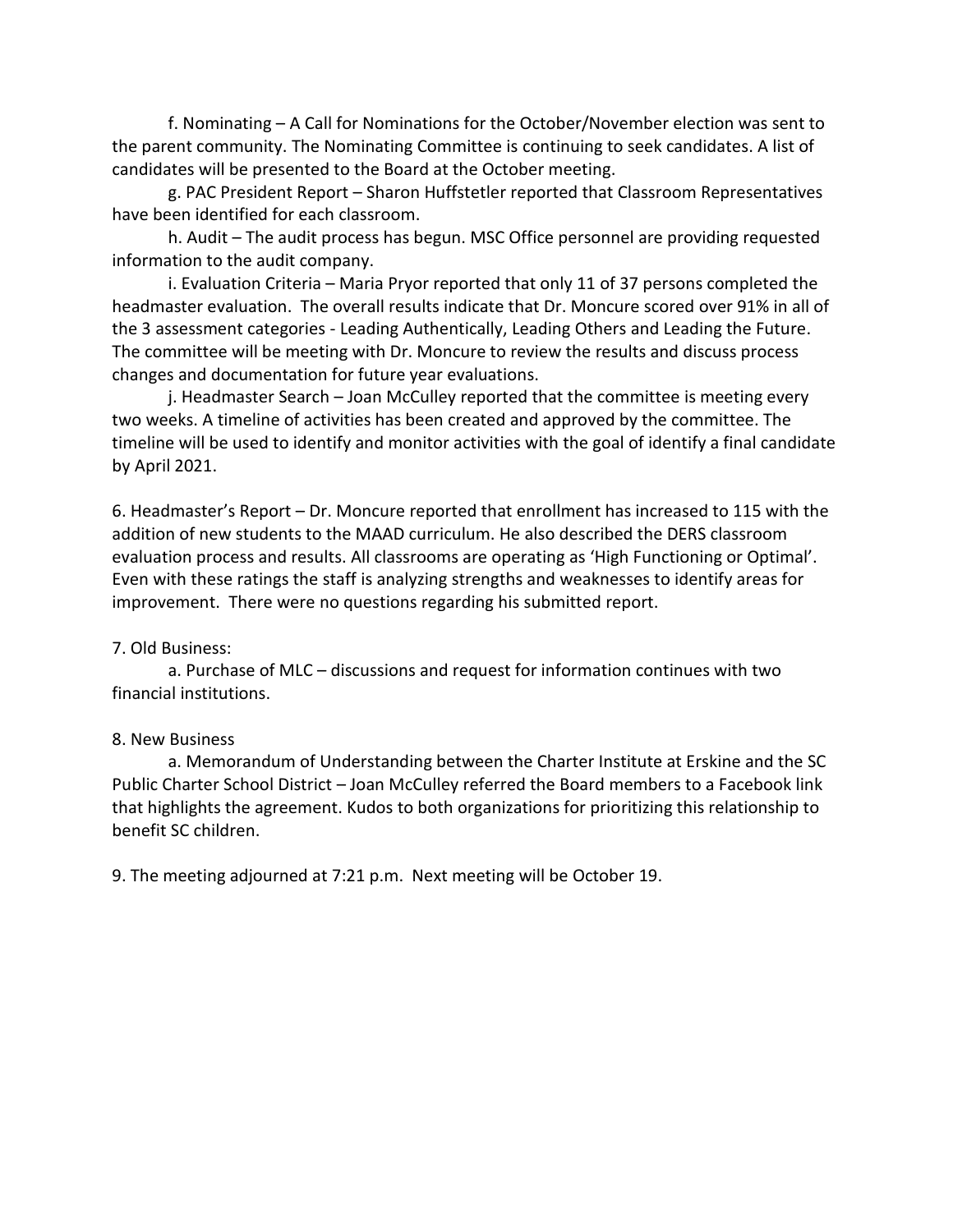f. Nominating – A Call for Nominations for the October/November election was sent to the parent community. The Nominating Committee is continuing to seek candidates. A list of candidates will be presented to the Board at the October meeting.

g. PAC President Report – Sharon Huffstetler reported that Classroom Representatives have been identified for each classroom.

h. Audit – The audit process has begun. MSC Office personnel are providing requested information to the audit company.

i. Evaluation Criteria – Maria Pryor reported that only 11 of 37 persons completed the headmaster evaluation. The overall results indicate that Dr. Moncure scored over 91% in all of the 3 assessment categories - Leading Authentically, Leading Others and Leading the Future. The committee will be meeting with Dr. Moncure to review the results and discuss process changes and documentation for future year evaluations.

j. Headmaster Search – Joan McCulley reported that the committee is meeting every two weeks. A timeline of activities has been created and approved by the committee. The timeline will be used to identify and monitor activities with the goal of identify a final candidate by April 2021.

6. Headmaster's Report – Dr. Moncure reported that enrollment has increased to 115 with the addition of new students to the MAAD curriculum. He also described the DERS classroom evaluation process and results. All classrooms are operating as 'High Functioning or Optimal'. Even with these ratings the staff is analyzing strengths and weaknesses to identify areas for improvement. There were no questions regarding his submitted report.

7. Old Business:

a. Purchase of MLC – discussions and request for information continues with two financial institutions.

8. New Business

a. Memorandum of Understanding between the Charter Institute at Erskine and the SC Public Charter School District – Joan McCulley referred the Board members to a Facebook link that highlights the agreement. Kudos to both organizations for prioritizing this relationship to benefit SC children.

9. The meeting adjourned at 7:21 p.m. Next meeting will be October 19.